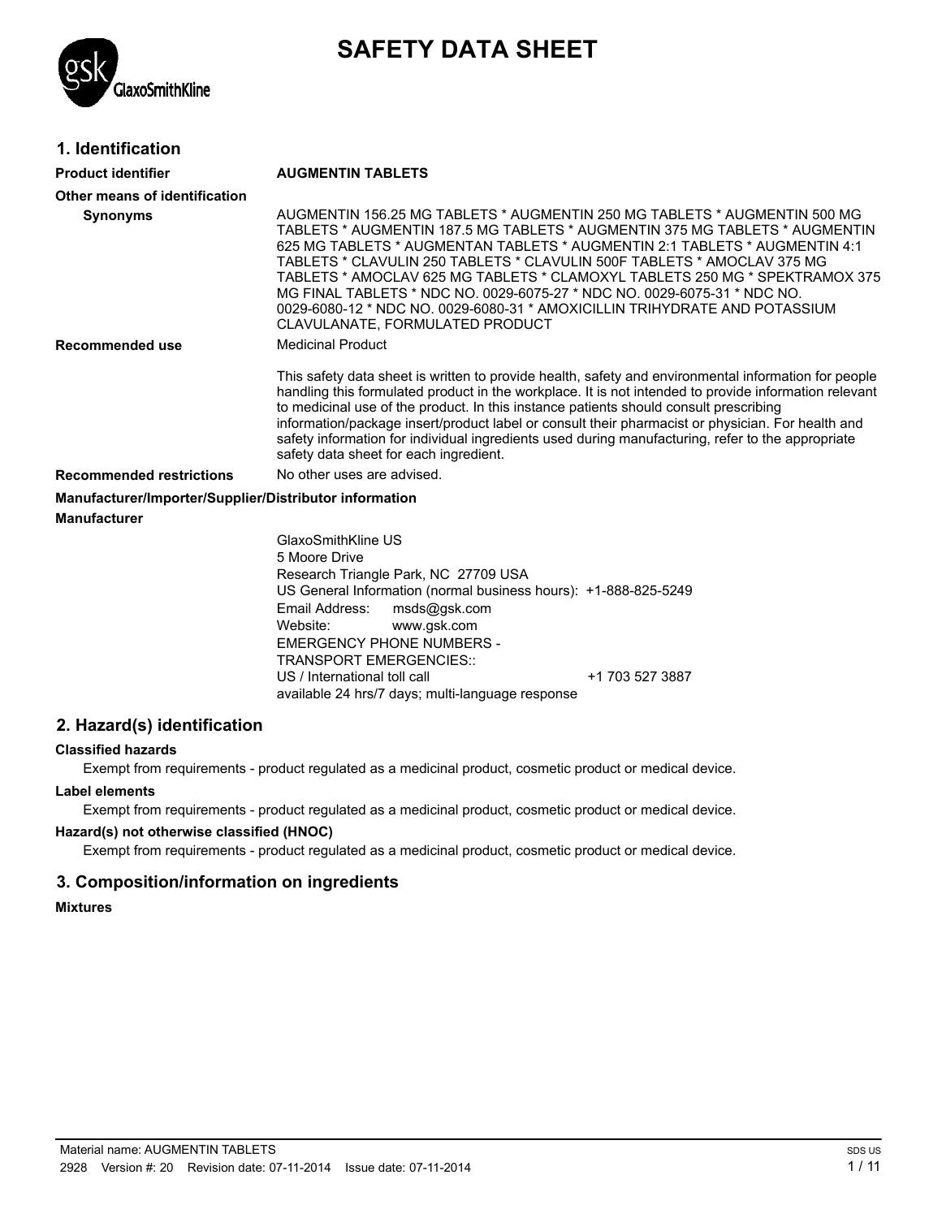# SAFETY DATA SHEET

## 1. Identification

**Product identifier** **AUGMENTIN TABLETS**

**Other means of identification**

**Synonyms** AUGMENTIN 156.25 MG TABLETS * AUGMENTIN 250 MG TABLETS * AUGMENTIN 500 MG TABLETS * AUGMENTIN 187.5 MG TABLETS * AUGMENTIN 375 MG TABLETS * AUGMENTIN 625 MG TABLETS * AUGMENTAN TABLETS * AUGMENTIN 2:1 TABLETS * AUGMENTIN 4:1 TABLETS * CLAVULIN 250 TABLETS * CLAVULIN 500F TABLETS * AMOCLAV 375 MG TABLETS * AMOCLAV 625 MG TABLETS * CLAMOXYL TABLETS 250 MG * SPEKTRAMOX 375 MG FINAL TABLETS * NDC NO. 0029-6075-27 * NDC NO. 0029-6075-31 * NDC NO. 0029-6080-12 * NDC NO. 0029-6080-31 * AMOXICILLIN TRIHYDRATE AND POTASSIUM CLAVULANATE, FORMULATED PRODUCT

**Recommended use** Medicinal Product

This safety data sheet is written to provide health, safety and environmental information for people handling this formulated product in the workplace. It is not intended to provide information relevant to medicinal use of the product. In this instance patients should consult prescribing information/package insert/product label or consult their pharmacist or physician. For health and safety information for individual ingredients used during manufacturing, refer to the appropriate safety data sheet for each ingredient.

**Recommended restrictions** No other uses are advised.

**Manufacturer/Importer/Supplier/Distributor information**

**Manufacturer**

GlaxoSmithKline US
5 Moore Drive
Research Triangle Park, NC 27709 USA
US General Information (normal business hours): +1-888-825-5249
Email Address: msds@gsk.com
Website: www.gsk.com
EMERGENCY PHONE NUMBERS -
TRANSPORT EMERGENCIES::
US / International toll call +1 703 527 3887
available 24 hrs/7 days; multi-language response

## 2. Hazard(s) identification

**Classified hazards**

Exempt from requirements - product regulated as a medicinal product, cosmetic product or medical device.

**Label elements**

Exempt from requirements - product regulated as a medicinal product, cosmetic product or medical device.

**Hazard(s) not otherwise classified (HNOC)**

Exempt from requirements - product regulated as a medicinal product, cosmetic product or medical device.

## 3. Composition/information on ingredients

**Mixtures**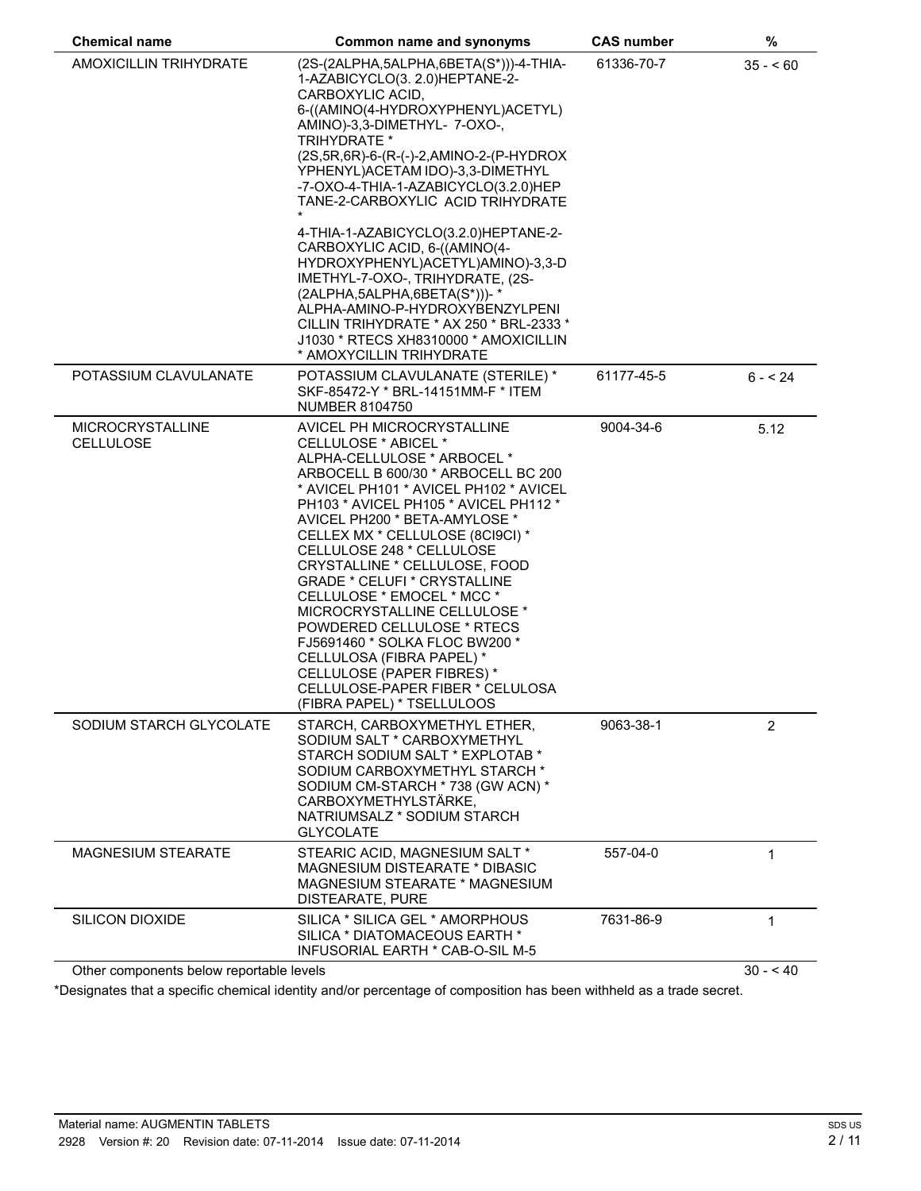| Chemical name | Common name and synonyms | CAS number | % |
|---|---|---|---|
| AMOXICILLIN TRIHYDRATE | (2S-(2ALPHA,5ALPHA,6BETA(S*)))-4-THIA-1-AZABICYCLO(3. 2.0)HEPTANE-2-CARBOXYLIC ACID, 6-((AMINO(4-HYDROXYPHENYL)ACETYL) AMINO)-3,3-DIMETHYL- 7-OXO-, TRIHYDRATE * (2S,5R,6R)-6-(R-(-)-2,AMINO-2-(P-HYDROXYPHENYL)ACETAM IDO)-3,3-DIMETHYL -7-OXO-4-THIA-1-AZABICYCLO(3.2.0)HEPTANE-2-CARBOXYLIC ACID TRIHYDRATE * 4-THIA-1-AZABICYCLO(3.2.0)HEPTANE-2-CARBOXYLIC ACID, 6-((AMINO(4-HYDROXYPHENYL)ACETYL)AMINO)-3,3-DIMETHYL-7-OXO-, TRIHYDRATE, (2S-(2ALPHA,5ALPHA,6BETA(S*)))- * ALPHA-AMINO-P-HYDROXYBENZYLPENICILLIN TRIHYDRATE * AX 250 * BRL-2333 * J1030 * RTECS XH8310000 * AMOXICILLIN * AMOXYCILLIN TRIHYDRATE | 61336-70-7 | 35 - < 60 |
| POTASSIUM CLAVULANATE | POTASSIUM CLAVULANATE (STERILE) * SKF-85472-Y * BRL-14151MM-F * ITEM NUMBER 8104750 | 61177-45-5 | 6 - < 24 |
| MICROCRYSTALLINE CELLULOSE | AVICEL PH MICROCRYSTALLINE CELLULOSE * ABICEL * ALPHA-CELLULOSE * ARBOCEL * ARBOCELL B 600/30 * ARBOCELL BC 200 * AVICEL PH101 * AVICEL PH102 * AVICEL PH103 * AVICEL PH105 * AVICEL PH112 * AVICEL PH200 * BETA-AMYLOSE * CELLEX MX * CELLULOSE (8CI9CI) * CELLULOSE 248 * CELLULOSE CRYSTALLINE * CELLULOSE, FOOD GRADE * CELUFI * CRYSTALLINE CELLULOSE * EMOCEL * MCC * MICROCRYSTALLINE CELLULOSE * POWDERED CELLULOSE * RTECS FJ5691460 * SOLKA FLOC BW200 * CELLULOSA (FIBRA PAPEL) * CELLULOSE (PAPER FIBRES) * CELLULOSE-PAPER FIBER * CELULOSA (FIBRA PAPEL) * TSELLULOOS | 9004-34-6 | 5.12 |
| SODIUM STARCH GLYCOLATE | STARCH, CARBOXYMETHYL ETHER, SODIUM SALT * CARBOXYMETHYL STARCH SODIUM SALT * EXPLOTAB * SODIUM CARBOXYMETHYL STARCH * SODIUM CM-STARCH * 738 (GW ACN) * CARBOXYMETHYLSTÄRKE, NATRIUMSALZ * SODIUM STARCH GLYCOLATE | 9063-38-1 | 2 |
| MAGNESIUM STEARATE | STEARIC ACID, MAGNESIUM SALT * MAGNESIUM DISTEARATE * DIBASIC MAGNESIUM STEARATE * MAGNESIUM DISTEARATE, PURE | 557-04-0 | 1 |
| SILICON DIOXIDE | SILICA * SILICA GEL * AMORPHOUS SILICA * DIATOMACEOUS EARTH * INFUSORIAL EARTH * CAB-O-SIL M-5 | 7631-86-9 | 1 |
| Other components below reportable levels | | | 30 - < 40 |

*Designates that a specific chemical identity and/or percentage of composition has been withheld as a trade secret.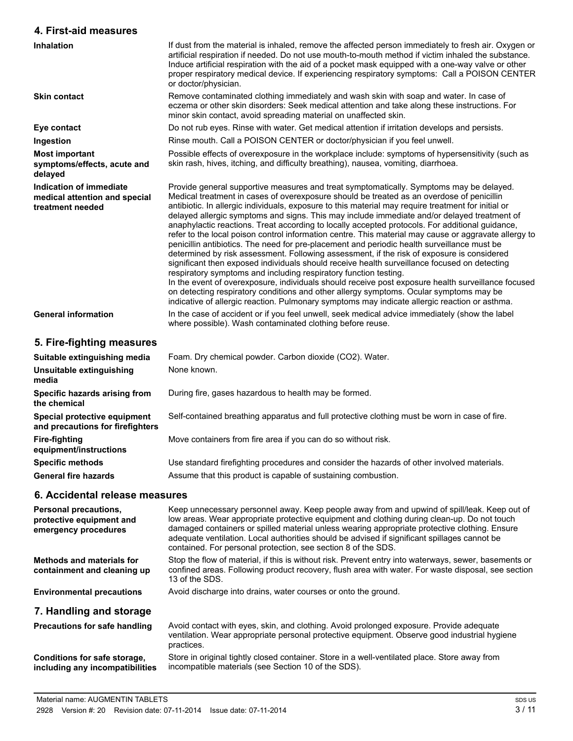## 4. First-aid measures

| | |
|---|---|
| **Inhalation** | If dust from the material is inhaled, remove the affected person immediately to fresh air. Oxygen or artificial respiration if needed. Do not use mouth-to-mouth method if victim inhaled the substance. Induce artificial respiration with the aid of a pocket mask equipped with a one-way valve or other proper respiratory medical device. If experiencing respiratory symptoms: Call a POISON CENTER or doctor/physician. |
| **Skin contact** | Remove contaminated clothing immediately and wash skin with soap and water. In case of eczema or other skin disorders: Seek medical attention and take along these instructions. For minor skin contact, avoid spreading material on unaffected skin. |
| **Eye contact** | Do not rub eyes. Rinse with water. Get medical attention if irritation develops and persists. |
| **Ingestion** | Rinse mouth. Call a POISON CENTER or doctor/physician if you feel unwell. |
| **Most important symptoms/effects, acute and delayed** | Possible effects of overexposure in the workplace include: symptoms of hypersensitivity (such as skin rash, hives, itching, and difficulty breathing), nausea, vomiting, diarrhoea. |
| **Indication of immediate medical attention and special treatment needed** | Provide general supportive measures and treat symptomatically. Symptoms may be delayed. Medical treatment in cases of overexposure should be treated as an overdose of penicillin antibiotic. In allergic individuals, exposure to this material may require treatment for initial or delayed allergic symptoms and signs. This may include immediate and/or delayed treatment of anaphylactic reactions. Treat according to locally accepted protocols. For additional guidance, refer to the local poison control information centre. This material may cause or aggravate allergy to penicillin antibiotics. The need for pre-placement and periodic health surveillance must be determined by risk assessment. Following assessment, if the risk of exposure is considered significant then exposed individuals should receive health surveillance focused on detecting respiratory symptoms and including respiratory function testing.<br>In the event of overexposure, individuals should receive post exposure health surveillance focused on detecting respiratory conditions and other allergy symptoms. Ocular symptoms may be indicative of allergic reaction. Pulmonary symptoms may indicate allergic reaction or asthma. |
| **General information** | In the case of accident or if you feel unwell, seek medical advice immediately (show the label where possible). Wash contaminated clothing before reuse. |

## 5. Fire-fighting measures

| | |
|---|---|
| **Suitable extinguishing media** | Foam. Dry chemical powder. Carbon dioxide ($CO_2$). Water. |
| **Unsuitable extinguishing media** | None known. |
| **Specific hazards arising from the chemical** | During fire, gases hazardous to health may be formed. |
| **Special protective equipment and precautions for firefighters** | Self-contained breathing apparatus and full protective clothing must be worn in case of fire. |
| **Fire-fighting equipment/instructions** | Move containers from fire area if you can do so without risk. |
| **Specific methods** | Use standard firefighting procedures and consider the hazards of other involved materials. |
| **General fire hazards** | Assume that this product is capable of sustaining combustion. |

## 6. Accidental release measures

| | |
|---|---|
| **Personal precautions, protective equipment and emergency procedures** | Keep unnecessary personnel away. Keep people away from and upwind of spill/leak. Keep out of low areas. Wear appropriate protective equipment and clothing during clean-up. Do not touch damaged containers or spilled material unless wearing appropriate protective clothing. Ensure adequate ventilation. Local authorities should be advised if significant spillages cannot be contained. For personal protection, see section 8 of the SDS. |
| **Methods and materials for containment and cleaning up** | Stop the flow of material, if this is without risk. Prevent entry into waterways, sewer, basements or confined areas. Following product recovery, flush area with water. For waste disposal, see section 13 of the SDS. |
| **Environmental precautions** | Avoid discharge into drains, water courses or onto the ground. |

## 7. Handling and storage

| | |
|---|---|
| **Precautions for safe handling** | Avoid contact with eyes, skin, and clothing. Avoid prolonged exposure. Provide adequate ventilation. Wear appropriate personal protective equipment. Observe good industrial hygiene practices. |
| **Conditions for safe storage, including any incompatibilities** | Store in original tightly closed container. Store in a well-ventilated place. Store away from incompatible materials (see Section 10 of the SDS). |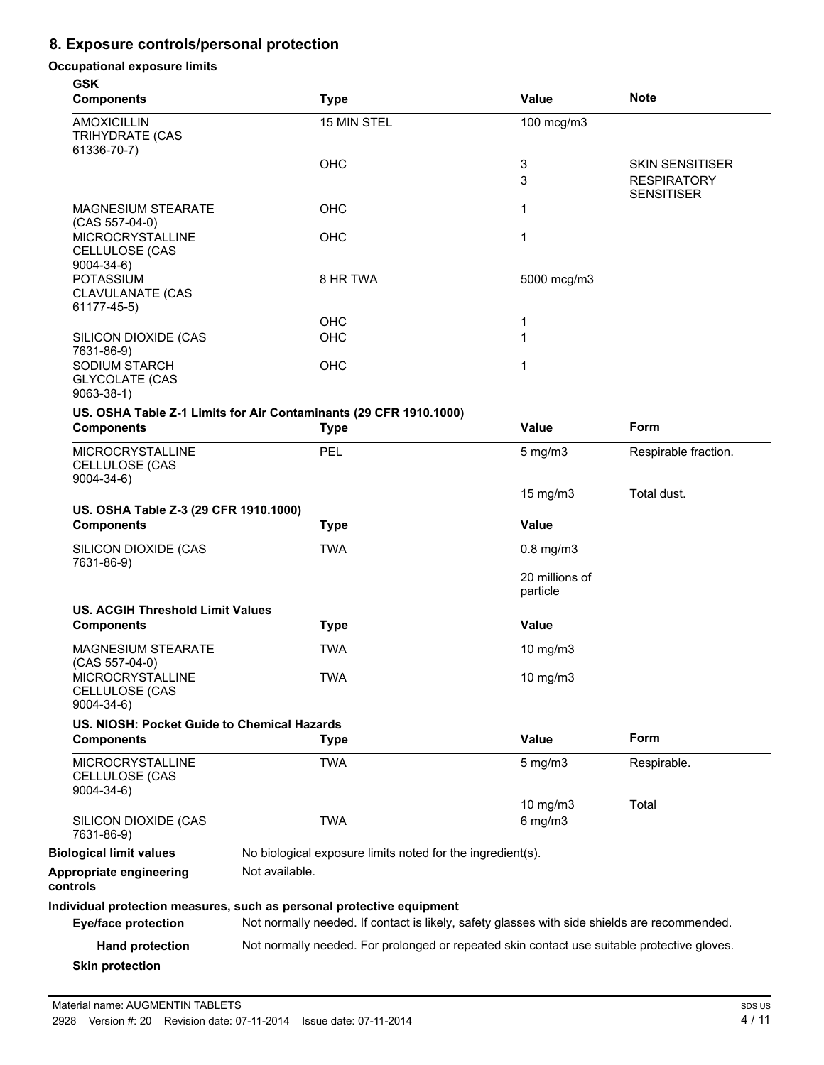## 8. Exposure controls/personal protection

**Occupational exposure limits**

**GSK**

| Components | Type | Value | Note |
|---|---|---|---|
| AMOXICILLIN TRIHYDRATE (CAS 61336-70-7) | 15 MIN STEL | 100 mcg/m3 | |
| | OHC | 3 | SKIN SENSITISER |
| | | 3 | RESPIRATORY SENSITISER |
| MAGNESIUM STEARATE (CAS 557-04-0) | OHC | 1 | |
| MICROCRYSTALLINE CELLULOSE (CAS 9004-34-6) | OHC | 1 | |
| POTASSIUM CLAVULANATE (CAS 61177-45-5) | 8 HR TWA | 5000 mcg/m3 | |
| | OHC | 1 | |
| SILICON DIOXIDE (CAS 7631-86-9) | OHC | 1 | |
| SODIUM STARCH GLYCOLATE (CAS 9063-38-1) | OHC | 1 | |

**US. OSHA Table Z-1 Limits for Air Contaminants (29 CFR 1910.1000)**

| Components | Type | Value | Form |
|---|---|---|---|
| MICROCRYSTALLINE CELLULOSE (CAS 9004-34-6) | PEL | 5 mg/m3 | Respirable fraction. |
| | | 15 mg/m3 | Total dust. |

**US. OSHA Table Z-3 (29 CFR 1910.1000)**

| Components | Type | Value |
|---|---|---|
| SILICON DIOXIDE (CAS 7631-86-9) | TWA | 0.8 mg/m3 |
| | | 20 millions of particle |

**US. ACGIH Threshold Limit Values**

| Components | Type | Value |
|---|---|---|
| MAGNESIUM STEARATE (CAS 557-04-0) | TWA | 10 mg/m3 |
| MICROCRYSTALLINE CELLULOSE (CAS 9004-34-6) | TWA | 10 mg/m3 |

**US. NIOSH: Pocket Guide to Chemical Hazards**

| Components | Type | Value | Form |
|---|---|---|---|
| MICROCRYSTALLINE CELLULOSE (CAS 9004-34-6) | TWA | 5 mg/m3 | Respirable. |
| | | 10 mg/m3 | Total |
| SILICON DIOXIDE (CAS 7631-86-9) | TWA | 6 mg/m3 | |

**Biological limit values** No biological exposure limits noted for the ingredient(s).

**Appropriate engineering controls** Not available.

**Individual protection measures, such as personal protective equipment**

**Eye/face protection** Not normally needed. If contact is likely, safety glasses with side shields are recommended.

**Hand protection** Not normally needed. For prolonged or repeated skin contact use suitable protective gloves.

**Skin protection**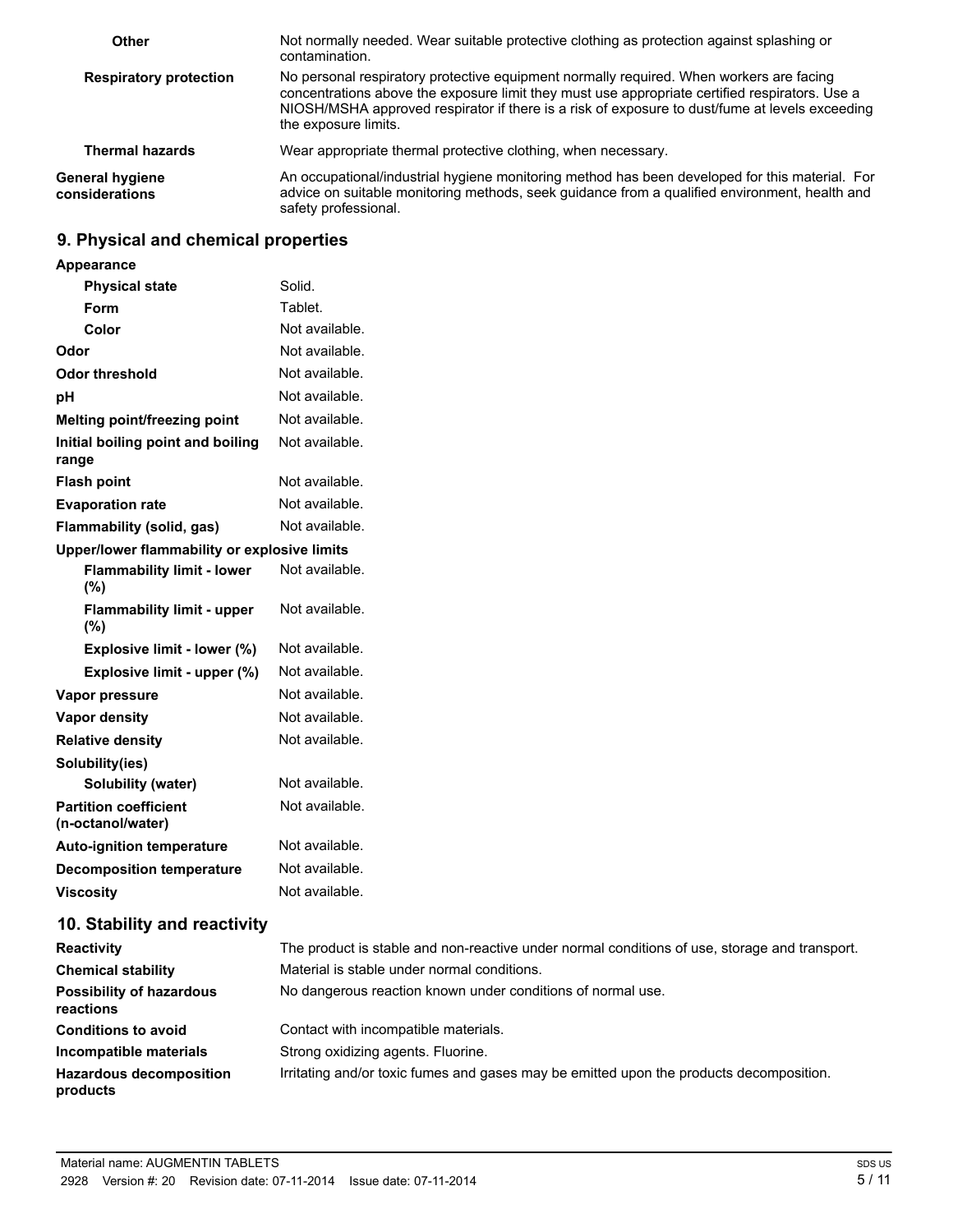| | |
|---|---|
| **Other** | Not normally needed. Wear suitable protective clothing as protection against splashing or contamination. |
| **Respiratory protection** | No personal respiratory protective equipment normally required. When workers are facing concentrations above the exposure limit they must use appropriate certified respirators. Use a NIOSH/MSHA approved respirator if there is a risk of exposure to dust/fume at levels exceeding the exposure limits. |
| **Thermal hazards** | Wear appropriate thermal protective clothing, when necessary. |
| **General hygiene considerations** | An occupational/industrial hygiene monitoring method has been developed for this material. For advice on suitable monitoring methods, seek guidance from a qualified environment, health and safety professional. |

## 9. Physical and chemical properties

| | |
|---|---|
| **Appearance** | |
| **Physical state** | Solid. |
| **Form** | Tablet. |
| **Color** | Not available. |
| **Odor** | Not available. |
| **Odor threshold** | Not available. |
| **pH** | Not available. |
| **Melting point/freezing point** | Not available. |
| **Initial boiling point and boiling range** | Not available. |
| **Flash point** | Not available. |
| **Evaporation rate** | Not available. |
| **Flammability (solid, gas)** | Not available. |
| **Upper/lower flammability or explosive limits** | |
| **Flammability limit - lower (%)** | Not available. |
| **Flammability limit - upper (%)** | Not available. |
| **Explosive limit - lower (%)** | Not available. |
| **Explosive limit - upper (%)** | Not available. |
| **Vapor pressure** | Not available. |
| **Vapor density** | Not available. |
| **Relative density** | Not available. |
| **Solubility(ies)** | |
| **Solubility (water)** | Not available. |
| **Partition coefficient (n-octanol/water)** | Not available. |
| **Auto-ignition temperature** | Not available. |
| **Decomposition temperature** | Not available. |
| **Viscosity** | Not available. |

## 10. Stability and reactivity

| | |
|---|---|
| **Reactivity** | The product is stable and non-reactive under normal conditions of use, storage and transport. |
| **Chemical stability** | Material is stable under normal conditions. |
| **Possibility of hazardous reactions** | No dangerous reaction known under conditions of normal use. |
| **Conditions to avoid** | Contact with incompatible materials. |
| **Incompatible materials** | Strong oxidizing agents. Fluorine. |
| **Hazardous decomposition products** | Irritating and/or toxic fumes and gases may be emitted upon the products decomposition. |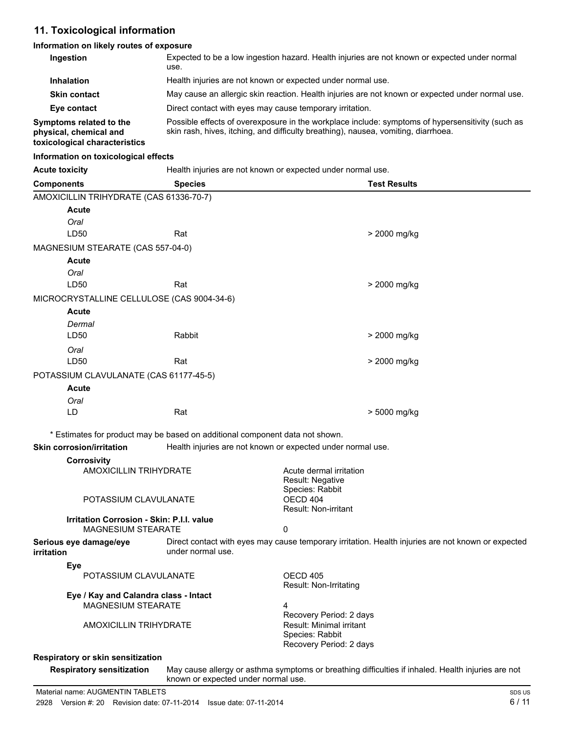## 11. Toxicological information

### Information on likely routes of exposure

| | |
|---|---|
| **Ingestion** | Expected to be a low ingestion hazard. Health injuries are not known or expected under normal use. |
| **Inhalation** | Health injuries are not known or expected under normal use. |
| **Skin contact** | May cause an allergic skin reaction. Health injuries are not known or expected under normal use. |
| **Eye contact** | Direct contact with eyes may cause temporary irritation. |
| **Symptoms related to the physical, chemical and toxicological characteristics** | Possible effects of overexposure in the workplace include: symptoms of hypersensitivity (such as skin rash, hives, itching, and difficulty breathing), nausea, vomiting, diarrhoea. |

### Information on toxicological effects

**Acute toxicity** Health injuries are not known or expected under normal use.

| Components | Species | Test Results |
|---|---|---|
| AMOXICILLIN TRIHYDRATE (CAS 61336-70-7) | | |
| **Acute** | | |
| *Oral* | | |
| LD50 | Rat | > 2000 mg/kg |
| MAGNESIUM STEARATE (CAS 557-04-0) | | |
| **Acute** | | |
| *Oral* | | |
| LD50 | Rat | > 2000 mg/kg |
| MICROCRYSTALLINE CELLULOSE (CAS 9004-34-6) | | |
| **Acute** | | |
| *Dermal* | | |
| LD50 | Rabbit | > 2000 mg/kg |
| *Oral* | | |
| LD50 | Rat | > 2000 mg/kg |
| POTASSIUM CLAVULANATE (CAS 61177-45-5) | | |
| **Acute** | | |
| *Oral* | | |
| LD | Rat | > 5000 mg/kg |

\* Estimates for product may be based on additional component data not shown.

**Skin corrosion/irritation** Health injuries are not known or expected under normal use.

**Corrosivity**

| | |
|---|---|
| AMOXICILLIN TRIHYDRATE | Acute dermal irritation<br>Result: Negative<br>Species: Rabbit |
| POTASSIUM CLAVULANATE | OECD 404<br>Result: Non-irritant |

**Irritation Corrosion - Skin: P.I.I. value**

| | |
|---|---|
| MAGNESIUM STEARATE | 0 |

**Serious eye damage/eye irritation** Direct contact with eyes may cause temporary irritation. Health injuries are not known or expected under normal use.

**Eye**

| | |
|---|---|
| POTASSIUM CLAVULANATE | OECD 405<br>Result: Non-Irritating |

**Eye / Kay and Calandra class - Intact**

| | |
|---|---|
| MAGNESIUM STEARATE | 4<br>Recovery Period: 2 days |
| AMOXICILLIN TRIHYDRATE | Result: Minimal irritant<br>Species: Rabbit<br>Recovery Period: 2 days |

### Respiratory or skin sensitization

**Respiratory sensitization** May cause allergy or asthma symptoms or breathing difficulties if inhaled. Health injuries are not known or expected under normal use.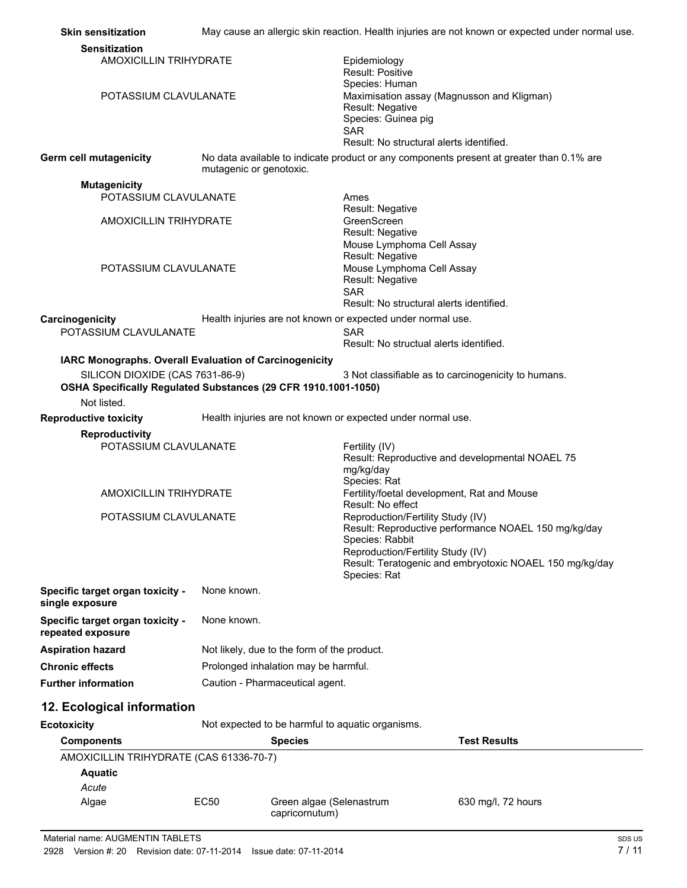**Skin sensitization** May cause an allergic skin reaction. Health injuries are not known or expected under normal use.

**Sensitization**

| | |
|---|---|
| AMOXICILLIN TRIHYDRATE | Epidemiology<br>Result: Positive<br>Species: Human |
| POTASSIUM CLAVULANATE | Maximisation assay (Magnusson and Kligman)<br>Result: Negative<br>Species: Guinea pig<br>SAR<br>Result: No structural alerts identified. |

**Germ cell mutagenicity** No data available to indicate product or any components present at greater than 0.1% are mutagenic or genotoxic.

**Mutagenicity**

| | |
|---|---|
| POTASSIUM CLAVULANATE | Ames<br>Result: Negative |
| AMOXICILLIN TRIHYDRATE | GreenScreen<br>Result: Negative<br>Mouse Lymphoma Cell Assay<br>Result: Negative |
| POTASSIUM CLAVULANATE | Mouse Lymphoma Cell Assay<br>Result: Negative<br>SAR<br>Result: No structural alerts identified. |

**Carcinogenicity** Health injuries are not known or expected under normal use.

| | |
|---|---|
| POTASSIUM CLAVULANATE | SAR<br>Result: No structual alerts identified. |

**IARC Monographs. Overall Evaluation of Carcinogenicity**

SILICON DIOXIDE (CAS 7631-86-9) 3 Not classifiable as to carcinogenicity to humans.

**OSHA Specifically Regulated Substances (29 CFR 1910.1001-1050)**

Not listed.

**Reproductive toxicity** Health injuries are not known or expected under normal use.

**Reproductivity**

| | |
|---|---|
| POTASSIUM CLAVULANATE | Fertility (IV)<br>Result: Reproductive and developmental NOAEL 75 mg/kg/day<br>Species: Rat |
| AMOXICILLIN TRIHYDRATE | Fertility/foetal development, Rat and Mouse<br>Result: No effect |
| POTASSIUM CLAVULANATE | Reproduction/Fertility Study (IV)<br>Result: Reproductive performance NOAEL 150 mg/kg/day<br>Species: Rabbit<br>Reproduction/Fertility Study (IV)<br>Result: Teratogenic and embryotoxic NOAEL 150 mg/kg/day<br>Species: Rat |

**Specific target organ toxicity - single exposure** None known.

**Specific target organ toxicity - repeated exposure** None known.

**Aspiration hazard** Not likely, due to the form of the product.

**Chronic effects** Prolonged inhalation may be harmful.

**Further information** Caution - Pharmaceutical agent.

## 12. Ecological information

**Ecotoxicity** Not expected to be harmful to aquatic organisms.

| Components | | Species | Test Results |
|---|---|---|---|
| AMOXICILLIN TRIHYDRATE (CAS 61336-70-7) | | | |
| **Aquatic** | | | |
| *Acute* | | | |
| Algae | EC50 | Green algae (Selenastrum capricornutum) | 630 mg/l, 72 hours |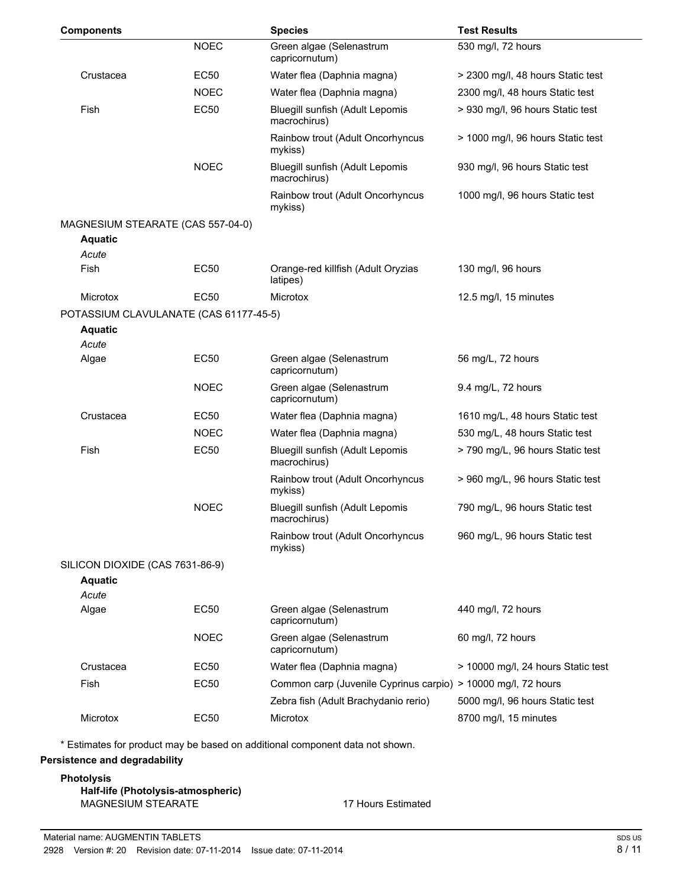| Components | | Species | Test Results |
|---|---|---|---|
| | NOEC | Green algae (Selenastrum capricornutum) | 530 mg/l, 72 hours |
| Crustacea | EC50 | Water flea (Daphnia magna) | > 2300 mg/l, 48 hours Static test |
| | NOEC | Water flea (Daphnia magna) | 2300 mg/l, 48 hours Static test |
| Fish | EC50 | Bluegill sunfish (Adult Lepomis macrochirus) | > 930 mg/l, 96 hours Static test |
| | | Rainbow trout (Adult Oncorhyncus mykiss) | > 1000 mg/l, 96 hours Static test |
| | NOEC | Bluegill sunfish (Adult Lepomis macrochirus) | 930 mg/l, 96 hours Static test |
| | | Rainbow trout (Adult Oncorhyncus mykiss) | 1000 mg/l, 96 hours Static test |
| MAGNESIUM STEARATE (CAS 557-04-0) | | | |
| **Aquatic** | | | |
| *Acute* | | | |
| Fish | EC50 | Orange-red killfish (Adult Oryzias latipes) | 130 mg/l, 96 hours |
| Microtox | EC50 | Microtox | 12.5 mg/l, 15 minutes |
| POTASSIUM CLAVULANATE (CAS 61177-45-5) | | | |
| **Aquatic** | | | |
| *Acute* | | | |
| Algae | EC50 | Green algae (Selenastrum capricornutum) | 56 mg/L, 72 hours |
| | NOEC | Green algae (Selenastrum capricornutum) | 9.4 mg/L, 72 hours |
| Crustacea | EC50 | Water flea (Daphnia magna) | 1610 mg/L, 48 hours Static test |
| | NOEC | Water flea (Daphnia magna) | 530 mg/L, 48 hours Static test |
| Fish | EC50 | Bluegill sunfish (Adult Lepomis macrochirus) | > 790 mg/L, 96 hours Static test |
| | | Rainbow trout (Adult Oncorhyncus mykiss) | > 960 mg/L, 96 hours Static test |
| | NOEC | Bluegill sunfish (Adult Lepomis macrochirus) | 790 mg/L, 96 hours Static test |
| | | Rainbow trout (Adult Oncorhyncus mykiss) | 960 mg/L, 96 hours Static test |
| SILICON DIOXIDE (CAS 7631-86-9) | | | |
| **Aquatic** | | | |
| *Acute* | | | |
| Algae | EC50 | Green algae (Selenastrum capricornutum) | 440 mg/l, 72 hours |
| | NOEC | Green algae (Selenastrum capricornutum) | 60 mg/l, 72 hours |
| Crustacea | EC50 | Water flea (Daphnia magna) | > 10000 mg/l, 24 hours Static test |
| Fish | EC50 | Common carp (Juvenile Cyprinus carpio) | > 10000 mg/l, 72 hours |
| | | Zebra fish (Adult Brachydanio rerio) | 5000 mg/l, 96 hours Static test |
| Microtox | EC50 | Microtox | 8700 mg/l, 15 minutes |

* Estimates for product may be based on additional component data not shown.

**Persistence and degradability**

**Photolysis**

**Half-life (Photolysis-atmospheric)**

MAGNESIUM STEARATE 17 Hours Estimated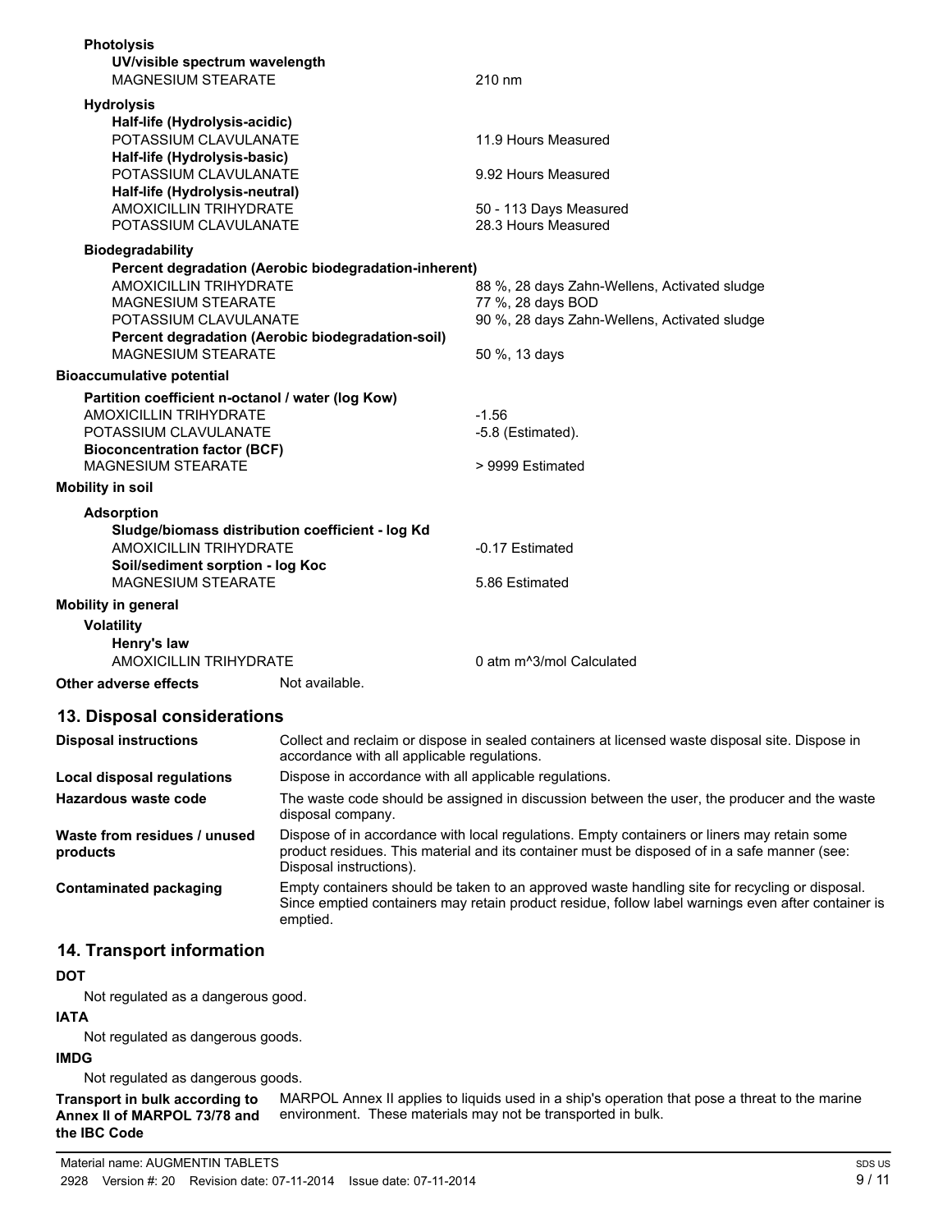**Photolysis**

**UV/visible spectrum wavelength**

| | |
|---|---|
| MAGNESIUM STEARATE | 210 nm |

**Hydrolysis**

**Half-life (Hydrolysis-acidic)**

| | |
|---|---|
| POTASSIUM CLAVULANATE | 11.9 Hours Measured |

**Half-life (Hydrolysis-basic)**

| | |
|---|---|
| POTASSIUM CLAVULANATE | 9.92 Hours Measured |

**Half-life (Hydrolysis-neutral)**

| | |
|---|---|
| AMOXICILLIN TRIHYDRATE | 50 - 113 Days Measured |
| POTASSIUM CLAVULANATE | 28.3 Hours Measured |

**Biodegradability**

**Percent degradation (Aerobic biodegradation-inherent)**

| | |
|---|---|
| AMOXICILLIN TRIHYDRATE | 88 %, 28 days Zahn-Wellens, Activated sludge |
| MAGNESIUM STEARATE | 77 %, 28 days BOD |
| POTASSIUM CLAVULANATE | 90 %, 28 days Zahn-Wellens, Activated sludge |

**Percent degradation (Aerobic biodegradation-soil)**

| | |
|---|---|
| MAGNESIUM STEARATE | 50 %, 13 days |

**Bioaccumulative potential**

**Partition coefficient n-octanol / water (log Kow)**

| | |
|---|---|
| AMOXICILLIN TRIHYDRATE | -1.56 |
| POTASSIUM CLAVULANATE | -5.8 (Estimated). |

**Bioconcentration factor (BCF)**

| | |
|---|---|
| MAGNESIUM STEARATE | > 9999 Estimated |

**Mobility in soil**

**Adsorption**

**Sludge/biomass distribution coefficient - log Kd**

| | |
|---|---|
| AMOXICILLIN TRIHYDRATE | -0.17 Estimated |

**Soil/sediment sorption - log Koc**

| | |
|---|---|
| MAGNESIUM STEARATE | 5.86 Estimated |

**Mobility in general**

**Volatility**

**Henry's law**

| | |
|---|---|
| AMOXICILLIN TRIHYDRATE | 0 atm $m^3$/mol Calculated |

**Other adverse effects** Not available.

## 13. Disposal considerations

| | |
|---|---|
| **Disposal instructions** | Collect and reclaim or dispose in sealed containers at licensed waste disposal site. Dispose in accordance with all applicable regulations. |
| **Local disposal regulations** | Dispose in accordance with all applicable regulations. |
| **Hazardous waste code** | The waste code should be assigned in discussion between the user, the producer and the waste disposal company. |
| **Waste from residues / unused products** | Dispose of in accordance with local regulations. Empty containers or liners may retain some product residues. This material and its container must be disposed of in a safe manner (see: Disposal instructions). |
| **Contaminated packaging** | Empty containers should be taken to an approved waste handling site for recycling or disposal. Since emptied containers may retain product residue, follow label warnings even after container is emptied. |

## 14. Transport information

**DOT**

Not regulated as a dangerous good.

**IATA**

Not regulated as dangerous goods.

**IMDG**

Not regulated as dangerous goods.

**Transport in bulk according to Annex II of MARPOL 73/78 and the IBC Code** MARPOL Annex II applies to liquids used in a ship's operation that pose a threat to the marine environment. These materials may not be transported in bulk.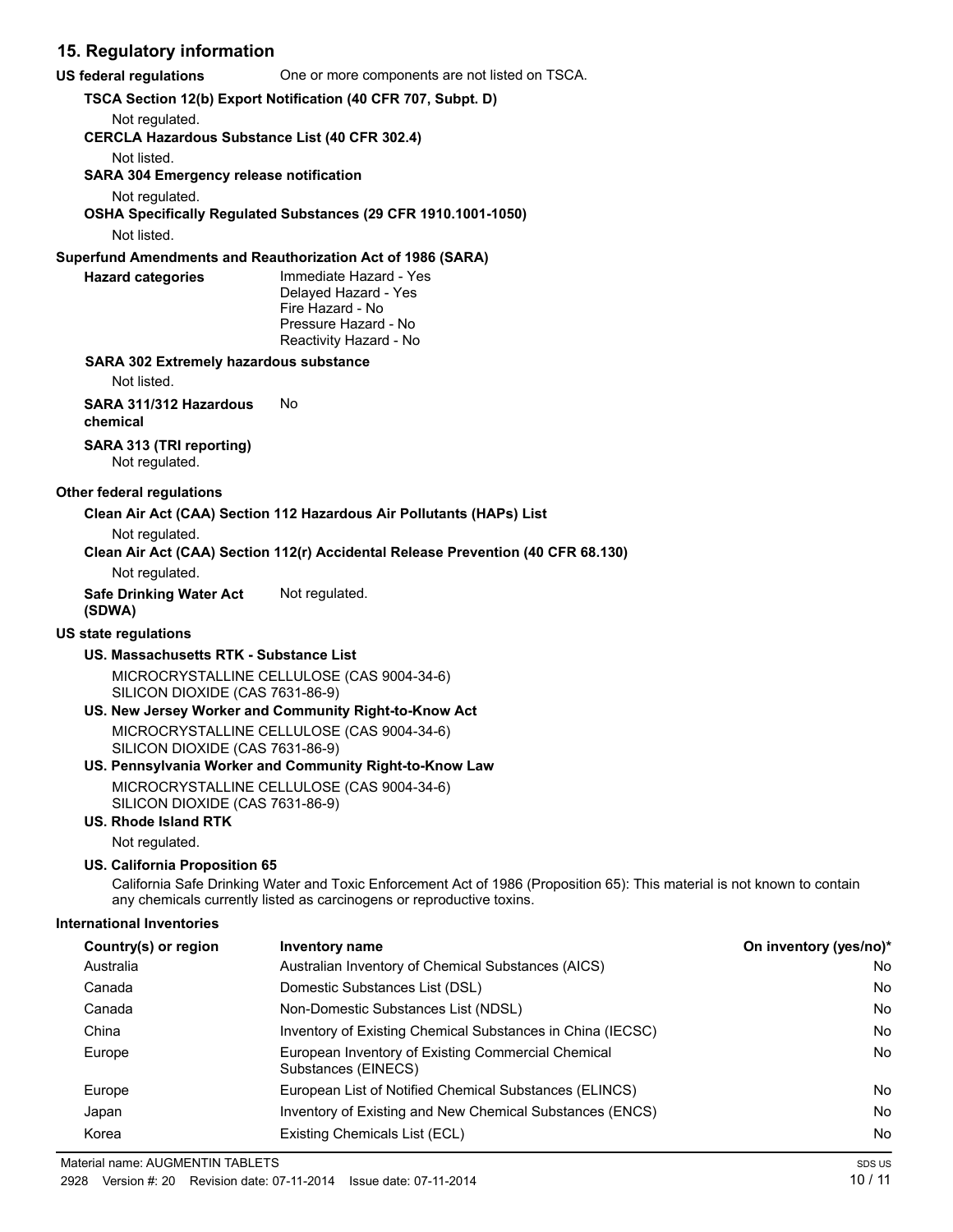## 15. Regulatory information

**US federal regulations** One or more components are not listed on TSCA.

**TSCA Section 12(b) Export Notification (40 CFR 707, Subpt. D)**

Not regulated.

**CERCLA Hazardous Substance List (40 CFR 302.4)**

Not listed.

**SARA 304 Emergency release notification**

Not regulated.

**OSHA Specifically Regulated Substances (29 CFR 1910.1001-1050)**

Not listed.

**Superfund Amendments and Reauthorization Act of 1986 (SARA)**

**Hazard categories**
Immediate Hazard - Yes
Delayed Hazard - Yes
Fire Hazard - No
Pressure Hazard - No
Reactivity Hazard - No

**SARA 302 Extremely hazardous substance**

Not listed.

**SARA 311/312 Hazardous chemical** No

**SARA 313 (TRI reporting)**

Not regulated.

**Other federal regulations**

**Clean Air Act (CAA) Section 112 Hazardous Air Pollutants (HAPs) List**

Not regulated.

**Clean Air Act (CAA) Section 112(r) Accidental Release Prevention (40 CFR 68.130)**

Not regulated.

**Safe Drinking Water Act (SDWA)** Not regulated.

**US state regulations**

**US. Massachusetts RTK - Substance List**

MICROCRYSTALLINE CELLULOSE (CAS 9004-34-6)
SILICON DIOXIDE (CAS 7631-86-9)

**US. New Jersey Worker and Community Right-to-Know Act**

MICROCRYSTALLINE CELLULOSE (CAS 9004-34-6)
SILICON DIOXIDE (CAS 7631-86-9)

**US. Pennsylvania Worker and Community Right-to-Know Law**

MICROCRYSTALLINE CELLULOSE (CAS 9004-34-6)
SILICON DIOXIDE (CAS 7631-86-9)

**US. Rhode Island RTK**

Not regulated.

**US. California Proposition 65**

California Safe Drinking Water and Toxic Enforcement Act of 1986 (Proposition 65): This material is not known to contain any chemicals currently listed as carcinogens or reproductive toxins.

**International Inventories**

| Country(s) or region | Inventory name | On inventory (yes/no)* |
|---|---|---|
| Australia | Australian Inventory of Chemical Substances (AICS) | No |
| Canada | Domestic Substances List (DSL) | No |
| Canada | Non-Domestic Substances List (NDSL) | No |
| China | Inventory of Existing Chemical Substances in China (IECSC) | No |
| Europe | European Inventory of Existing Commercial Chemical Substances (EINECS) | No |
| Europe | European List of Notified Chemical Substances (ELINCS) | No |
| Japan | Inventory of Existing and New Chemical Substances (ENCS) | No |
| Korea | Existing Chemicals List (ECL) | No |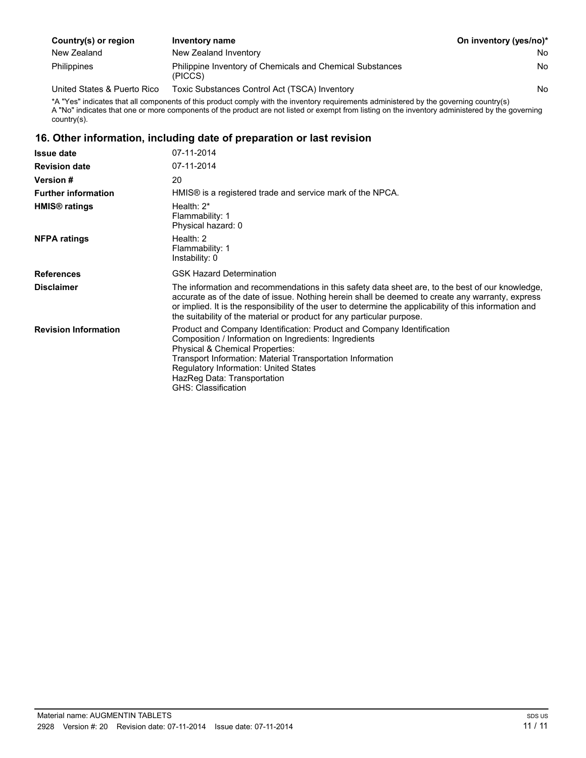| Country(s) or region | Inventory name | On inventory (yes/no)* |
|---|---|---|
| New Zealand | New Zealand Inventory | No |
| Philippines | Philippine Inventory of Chemicals and Chemical Substances (PICCS) | No |
| United States & Puerto Rico | Toxic Substances Control Act (TSCA) Inventory | No |

*A "Yes" indicates that all components of this product comply with the inventory requirements administered by the governing country(s)
A "No" indicates that one or more components of the product are not listed or exempt from listing on the inventory administered by the governing country(s).

## 16. Other information, including date of preparation or last revision

| | |
|---|---|
| **Issue date** | 07-11-2014 |
| **Revision date** | 07-11-2014 |
| **Version #** | 20 |
| **Further information** | HMIS® is a registered trade and service mark of the NPCA. |
| **HMIS® ratings** | Health: 2*<br>Flammability: 1<br>Physical hazard: 0 |
| **NFPA ratings** | Health: 2<br>Flammability: 1<br>Instability: 0 |
| **References** | GSK Hazard Determination |
| **Disclaimer** | The information and recommendations in this safety data sheet are, to the best of our knowledge, accurate as of the date of issue. Nothing herein shall be deemed to create any warranty, express or implied. It is the responsibility of the user to determine the applicability of this information and the suitability of the material or product for any particular purpose. |
| **Revision Information** | Product and Company Identification: Product and Company Identification<br>Composition / Information on Ingredients: Ingredients<br>Physical & Chemical Properties:<br>Transport Information: Material Transportation Information<br>Regulatory Information: United States<br>HazReg Data: Transportation<br>GHS: Classification |